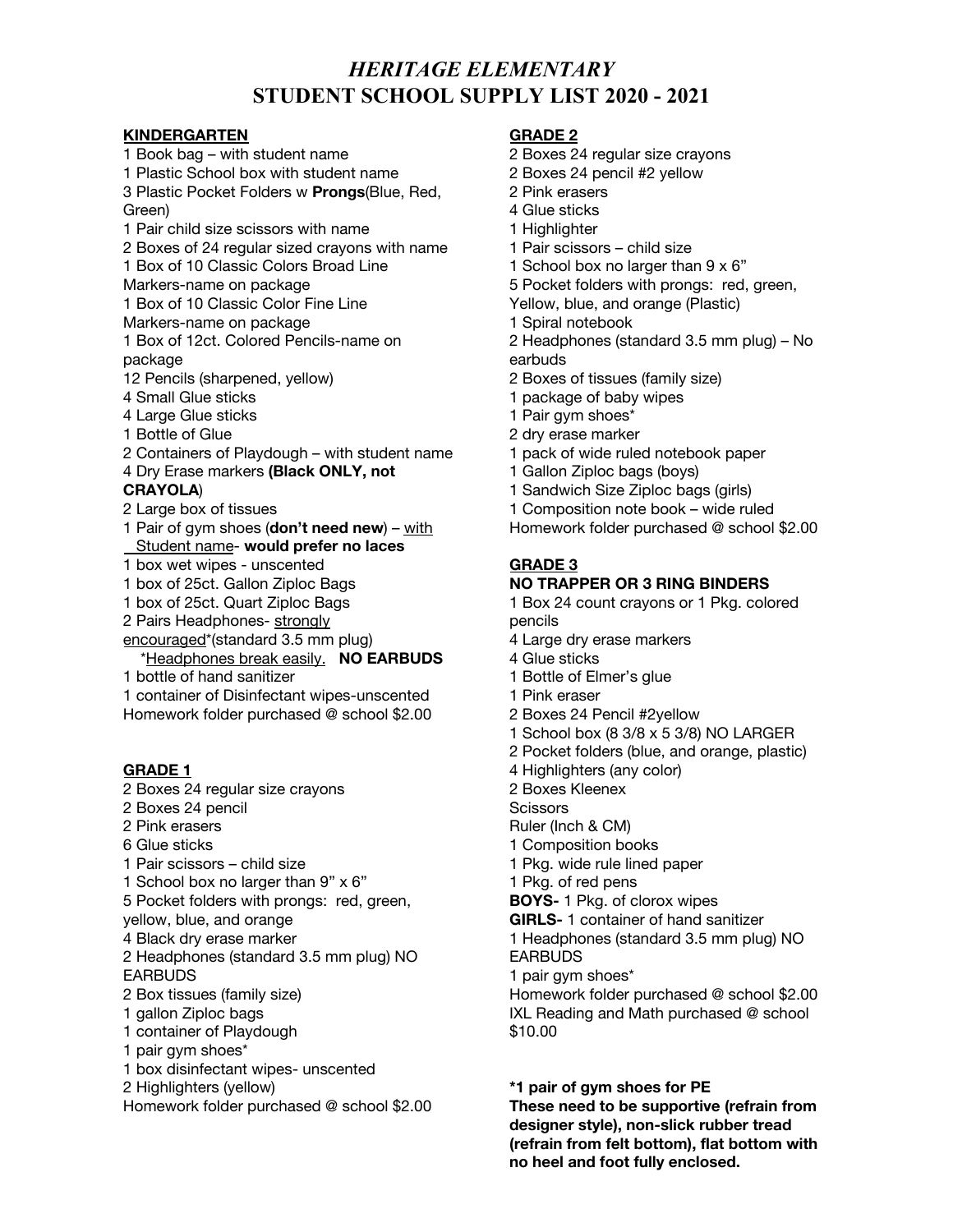# *HERITAGE ELEMENTARY*
# STUDENT SCHOOL SUPPLY LIST 2020 - 2021

## KINDERGARTEN

1 Book bag – with student name
1 Plastic School box with student name
3 Plastic Pocket Folders w **Prongs**(Blue, Red, Green)
1 Pair child size scissors with name
2 Boxes of 24 regular sized crayons with name
1 Box of 10 Classic Colors Broad Line Markers-name on package
1 Box of 10 Classic Color Fine Line Markers-name on package
1 Box of 12ct. Colored Pencils-name on package
12 Pencils (sharpened, yellow)
4 Small Glue sticks
4 Large Glue sticks
1 Bottle of Glue
2 Containers of Playdough – with student name
4 Dry Erase markers **(Black ONLY, not CRAYOLA**)
2 Large box of tissues
1 Pair of gym shoes (**don't need new**) – with Student name- **would prefer no laces**
1 box wet wipes - unscented
1 box of 25ct. Gallon Ziploc Bags
1 box of 25ct. Quart Ziploc Bags
2 Pairs Headphones- strongly encouraged*(standard 3.5 mm plug)
*Headphones break easily. **NO EARBUDS**
1 bottle of hand sanitizer
1 container of Disinfectant wipes-unscented
Homework folder purchased @ school $2.00

## GRADE 1

2 Boxes 24 regular size crayons
2 Boxes 24 pencil
2 Pink erasers
6 Glue sticks
1 Pair scissors – child size
1 School box no larger than 9" x 6"
5 Pocket folders with prongs: red, green, yellow, blue, and orange
4 Black dry erase marker
2 Headphones (standard 3.5 mm plug) NO EARBUDS
2 Box tissues (family size)
1 gallon Ziploc bags
1 container of Playdough
1 pair gym shoes*
1 box disinfectant wipes- unscented
2 Highlighters (yellow)
Homework folder purchased @ school $2.00

## GRADE 2

2 Boxes 24 regular size crayons
2 Boxes 24 pencil #2 yellow
2 Pink erasers
4 Glue sticks
1 Highlighter
1 Pair scissors – child size
1 School box no larger than 9 x 6"
5 Pocket folders with prongs: red, green, Yellow, blue, and orange (Plastic)
1 Spiral notebook
2 Headphones (standard 3.5 mm plug) – No earbuds
2 Boxes of tissues (family size)
1 package of baby wipes
1 Pair gym shoes*
2 dry erase marker
1 pack of wide ruled notebook paper
1 Gallon Ziploc bags (boys)
1 Sandwich Size Ziploc bags (girls)
1 Composition note book – wide ruled
Homework folder purchased @ school $2.00

## GRADE 3

**NO TRAPPER OR 3 RING BINDERS**

1 Box 24 count crayons or 1 Pkg. colored pencils
4 Large dry erase markers
4 Glue sticks
1 Bottle of Elmer's glue
1 Pink eraser
2 Boxes 24 Pencil #2yellow
1 School box (8 3/8 x 5 3/8) NO LARGER
2 Pocket folders (blue, and orange, plastic)
4 Highlighters (any color)
2 Boxes Kleenex
Scissors
Ruler (Inch & CM)
1 Composition books
1 Pkg. wide rule lined paper
1 Pkg. of red pens
**BOYS-** 1 Pkg. of clorox wipes
**GIRLS-** 1 container of hand sanitizer
1 Headphones (standard 3.5 mm plug) NO EARBUDS
1 pair gym shoes*
Homework folder purchased @ school $2.00
IXL Reading and Math purchased @ school $10.00

**\*1 pair of gym shoes for PE**
**These need to be supportive (refrain from designer style), non-slick rubber tread (refrain from felt bottom), flat bottom with no heel and foot fully enclosed.**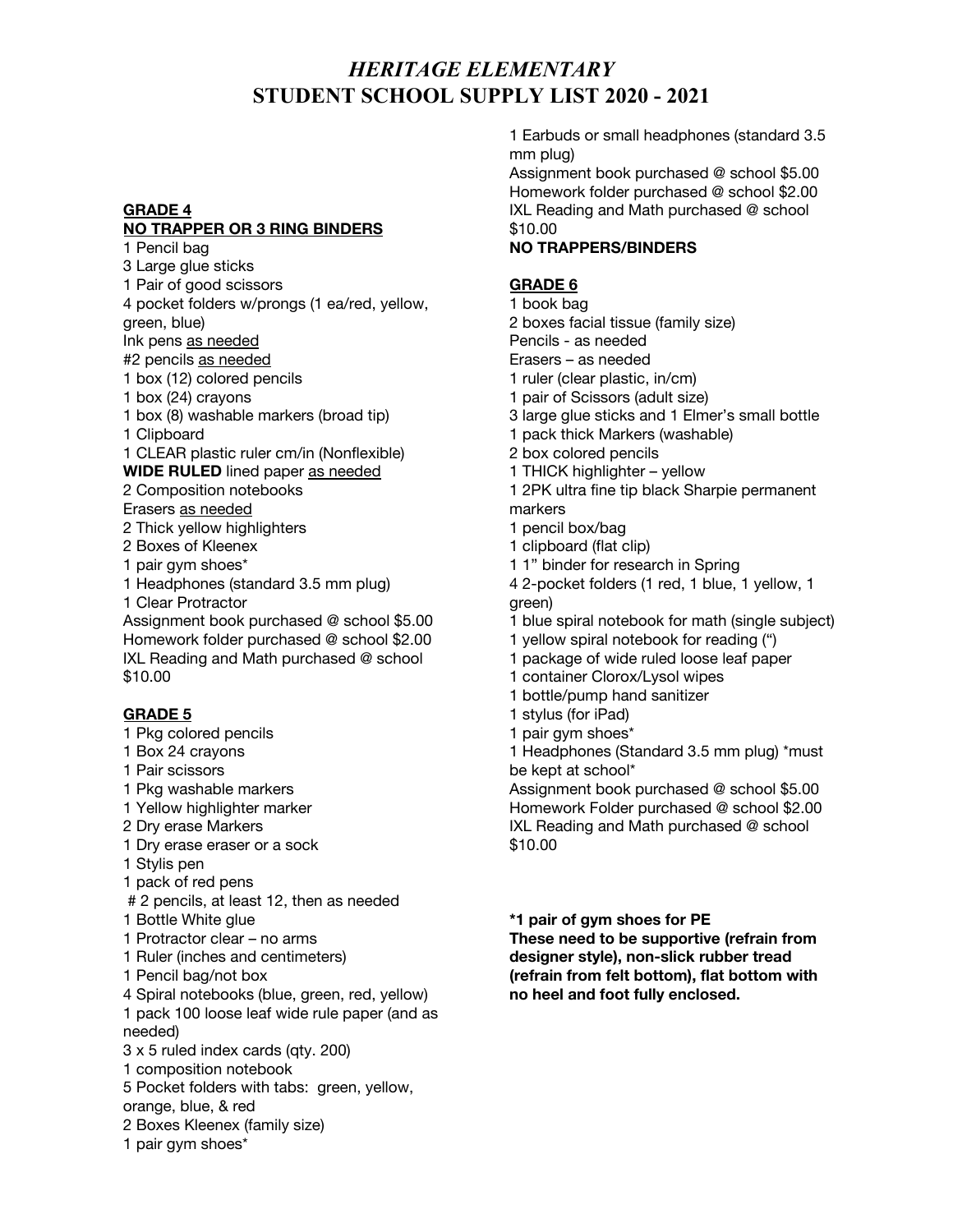# *HERITAGE ELEMENTARY*
# STUDENT SCHOOL SUPPLY LIST 2020 - 2021

**GRADE 4**

**NO TRAPPER OR 3 RING BINDERS**

1 Pencil bag
3 Large glue sticks
1 Pair of good scissors
4 pocket folders w/prongs (1 ea/red, yellow, green, blue)
Ink pens as needed
#2 pencils as needed
1 box (12) colored pencils
1 box (24) crayons
1 box (8) washable markers (broad tip)
1 Clipboard
1 CLEAR plastic ruler cm/in (Nonflexible)
**WIDE RULED** lined paper as needed
2 Composition notebooks
Erasers as needed
2 Thick yellow highlighters
2 Boxes of Kleenex
1 pair gym shoes*
1 Headphones (standard 3.5 mm plug)
1 Clear Protractor
Assignment book purchased @ school $5.00
Homework folder purchased @ school $2.00
IXL Reading and Math purchased @ school $10.00

**GRADE 5**

1 Pkg colored pencils
1 Box 24 crayons
1 Pair scissors
1 Pkg washable markers
1 Yellow highlighter marker
2 Dry erase Markers
1 Dry erase eraser or a sock
1 Stylis pen
1 pack of red pens
# 2 pencils, at least 12, then as needed
1 Bottle White glue
1 Protractor clear – no arms
1 Ruler (inches and centimeters)
1 Pencil bag/not box
4 Spiral notebooks (blue, green, red, yellow)
1 pack 100 loose leaf wide rule paper (and as needed)
3 x 5 ruled index cards (qty. 200)
1 composition notebook
5 Pocket folders with tabs: green, yellow, orange, blue, & red
2 Boxes Kleenex (family size)
1 pair gym shoes*
1 Earbuds or small headphones (standard 3.5 mm plug)
Assignment book purchased @ school $5.00
Homework folder purchased @ school $2.00
IXL Reading and Math purchased @ school $10.00
**NO TRAPPERS/BINDERS**

**GRADE 6**

1 book bag
2 boxes facial tissue (family size)
Pencils - as needed
Erasers – as needed
1 ruler (clear plastic, in/cm)
1 pair of Scissors (adult size)
3 large glue sticks and 1 Elmer's small bottle
1 pack thick Markers (washable)
2 box colored pencils
1 THICK highlighter – yellow
1 2PK ultra fine tip black Sharpie permanent markers
1 pencil box/bag
1 clipboard (flat clip)
1 1" binder for research in Spring
4 2-pocket folders (1 red, 1 blue, 1 yellow, 1 green)
1 blue spiral notebook for math (single subject)
1 yellow spiral notebook for reading (")
1 package of wide ruled loose leaf paper
1 container Clorox/Lysol wipes
1 bottle/pump hand sanitizer
1 stylus (for iPad)
1 pair gym shoes*
1 Headphones (Standard 3.5 mm plug) *must be kept at school*
Assignment book purchased @ school $5.00
Homework Folder purchased @ school $2.00
IXL Reading and Math purchased @ school $10.00

**\*1 pair of gym shoes for PE**
**These need to be supportive (refrain from designer style), non-slick rubber tread (refrain from felt bottom), flat bottom with no heel and foot fully enclosed.**